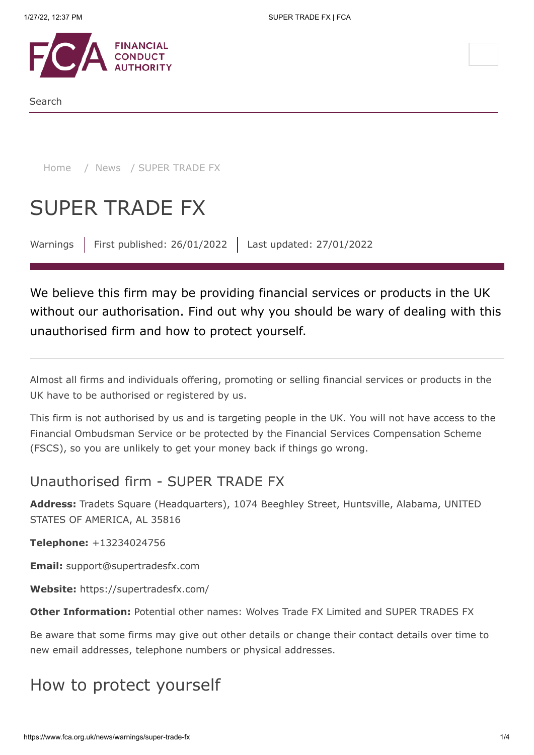Search

Home / News / SUPER TRADE FX

# SUPER TRADE FX

Warnings | First published: 26/01/2022 | Last updated: 27/01/2022

We believe this firm may be providing financial services or products in the UK without our authorisation. Find out why you should be wary of dealing with this unauthorised firm and how to protect yourself.

Almost all firms and individuals offering, promoting or selling financial services or products in the UK have to be authorised or registered by us.

This firm is not authorised by us and is targeting people in the UK. You will not have access to the Financial Ombudsman Service or be protected by the Financial Services Compensation Scheme (FSCS), so you are unlikely to get your money back if things go wrong.

## Unauthorised firm - SUPER TRADE FX

**Address:** Tradets Square (Headquarters), 1074 Beeghley Street, Huntsville, Alabama, UNITED STATES OF AMERICA, AL 35816

**Telephone:** +13234024756

**Email:** support@supertradesfx.com

**Website:** https://supertradesfx.com/

**Other Information:** Potential other names: Wolves Trade FX Limited and SUPER TRADES FX

Be aware that some firms may give out other details or change their contact details over time to new email addresses, telephone numbers or physical addresses.

## How to protect yourself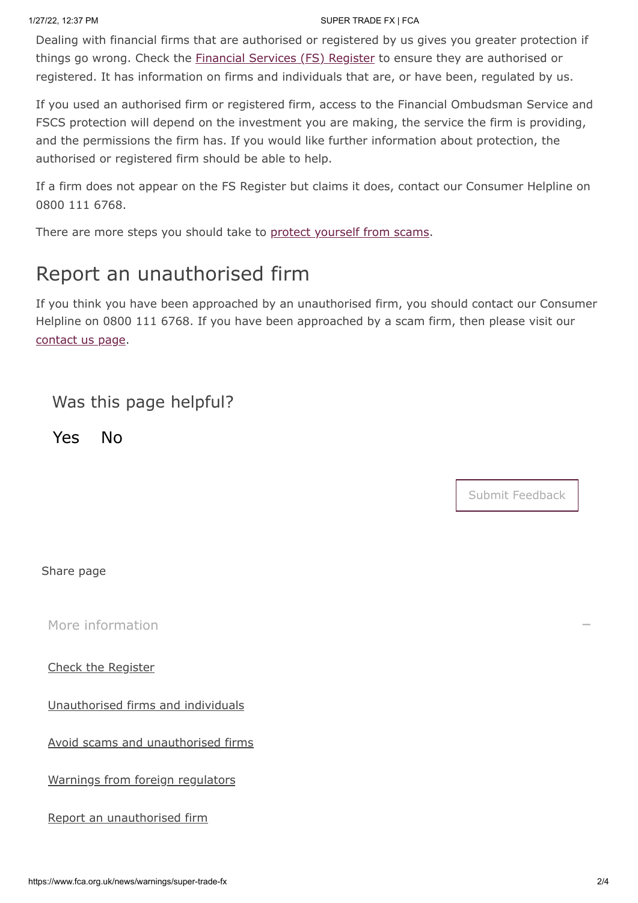Dealing with financial firms that are authorised or registered by us gives you greater protection if things go wrong. Check the Financial Services (FS) Register to ensure they are authorised or registered. It has information on firms and individuals that are, or have been, regulated by us.

If you used an authorised firm or registered firm, access to the Financial Ombudsman Service and FSCS protection will depend on the investment you are making, the service the firm is providing, and the permissions the firm has. If you would like further information about protection, the authorised or registered firm should be able to help.

If a firm does not appear on the FS Register but claims it does, contact our Consumer Helpline on 0800 111 6768.

There are more steps you should take to protect yourself from scams.

## Report an unauthorised firm

If you think you have been approached by an unauthorised firm, you should contact our Consumer Helpline on 0800 111 6768. If you have been approached by a scam firm, then please visit our contact us page.

Was this page helpful?

Yes No

Submit Feedback

Share page

More information

- Check the Register
- Unauthorised firms and individuals
- Avoid scams and unauthorised firms
- Warnings from foreign regulators
- Report an unauthorised firm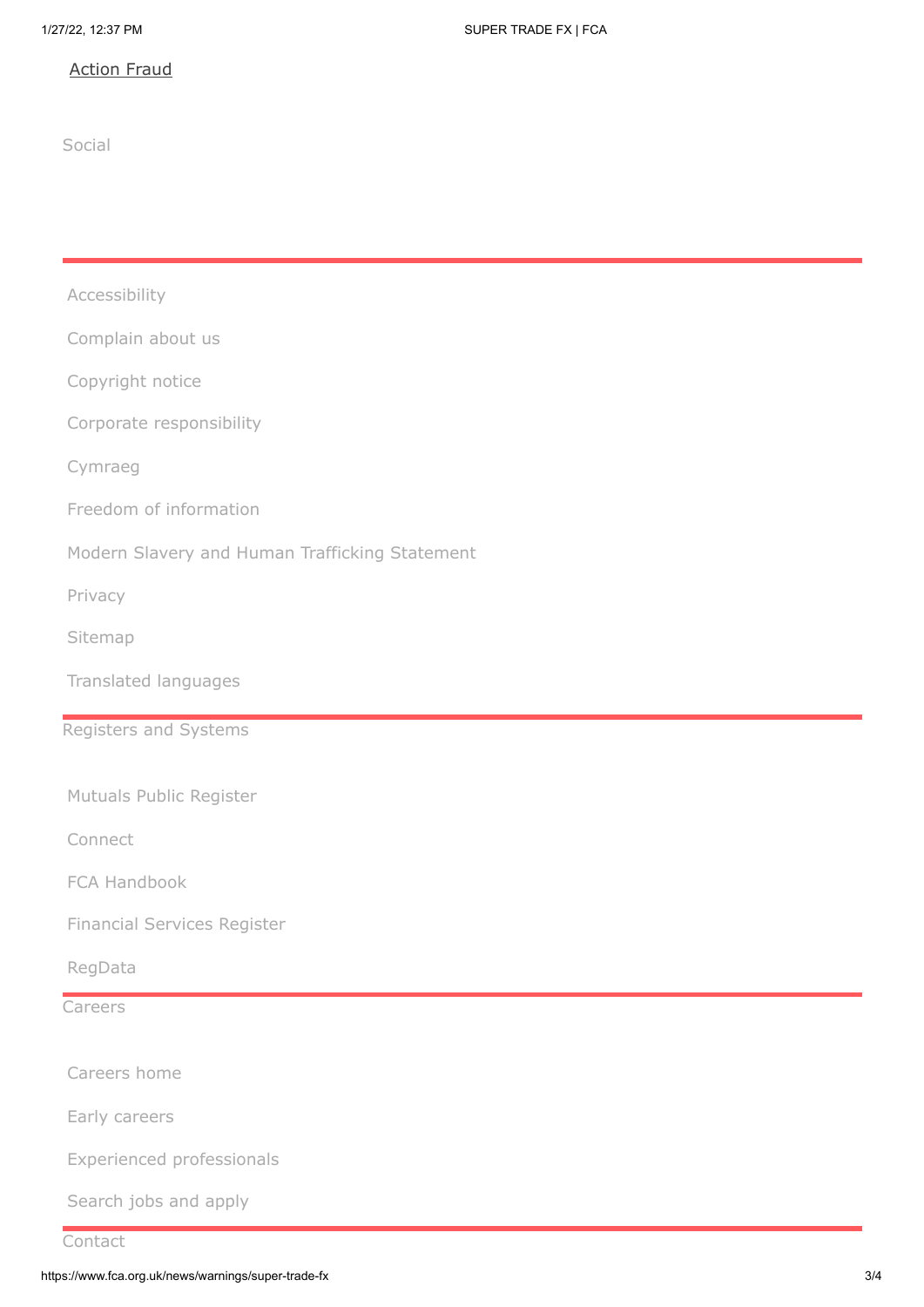Action Fraud

Social

---

Accessibility

Complain about us

Copyright notice

Corporate responsibility

Cymraeg

Freedom of information

Modern Slavery and Human Trafficking Statement

Privacy

Sitemap

Translated languages

---

Registers and Systems

Mutuals Public Register

Connect

FCA Handbook

Financial Services Register

RegData

---

Careers

Careers home

Early careers

Experienced professionals

Search jobs and apply

---

Contact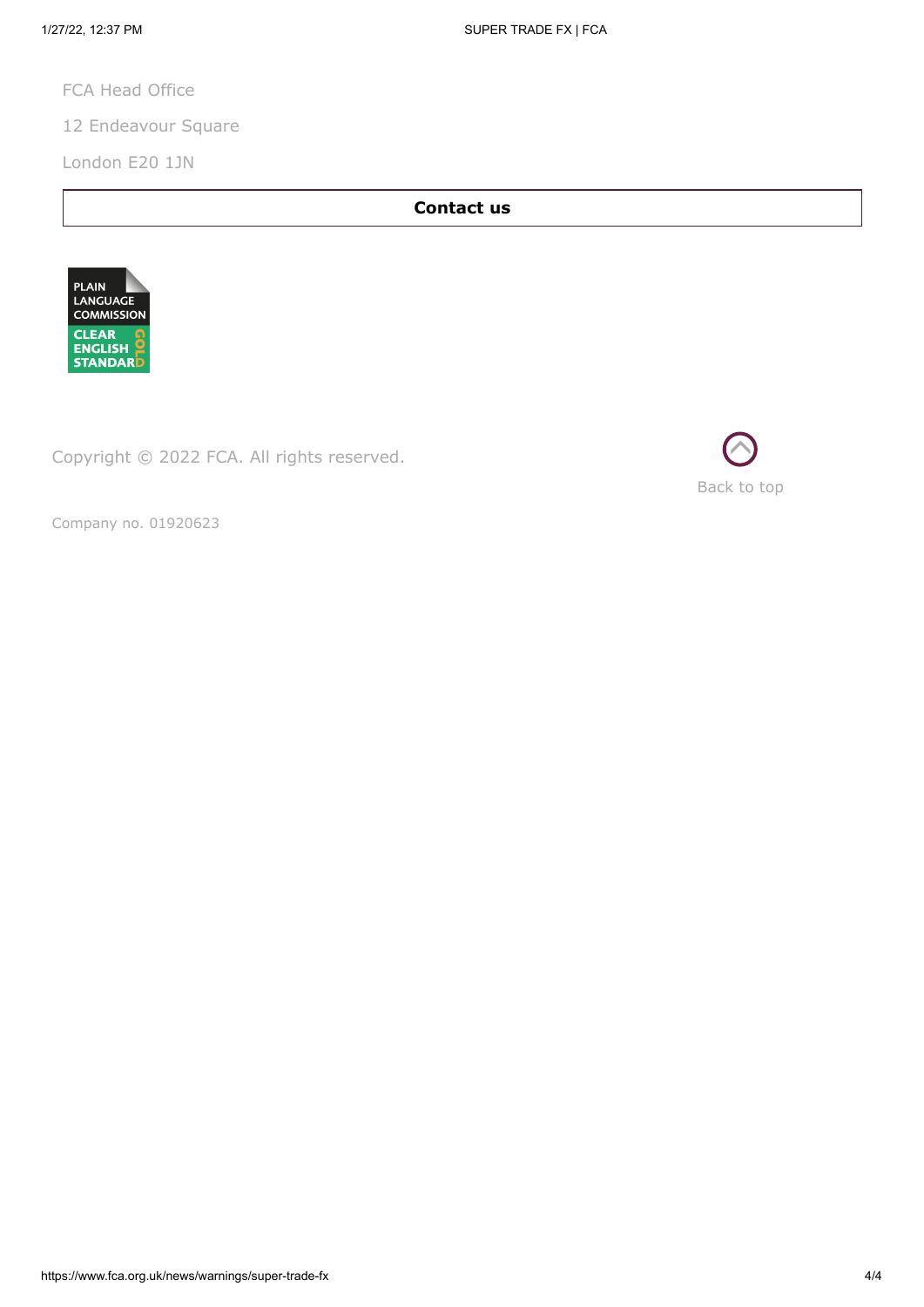FCA Head Office

12 Endeavour Square

London E20 1JN

**Contact us**

PLAIN LANGUAGE COMMISSION
CLEAR ENGLISH STANDARD GOLD

Copyright © 2022 FCA. All rights reserved.

Back to top

Company no. 01920623